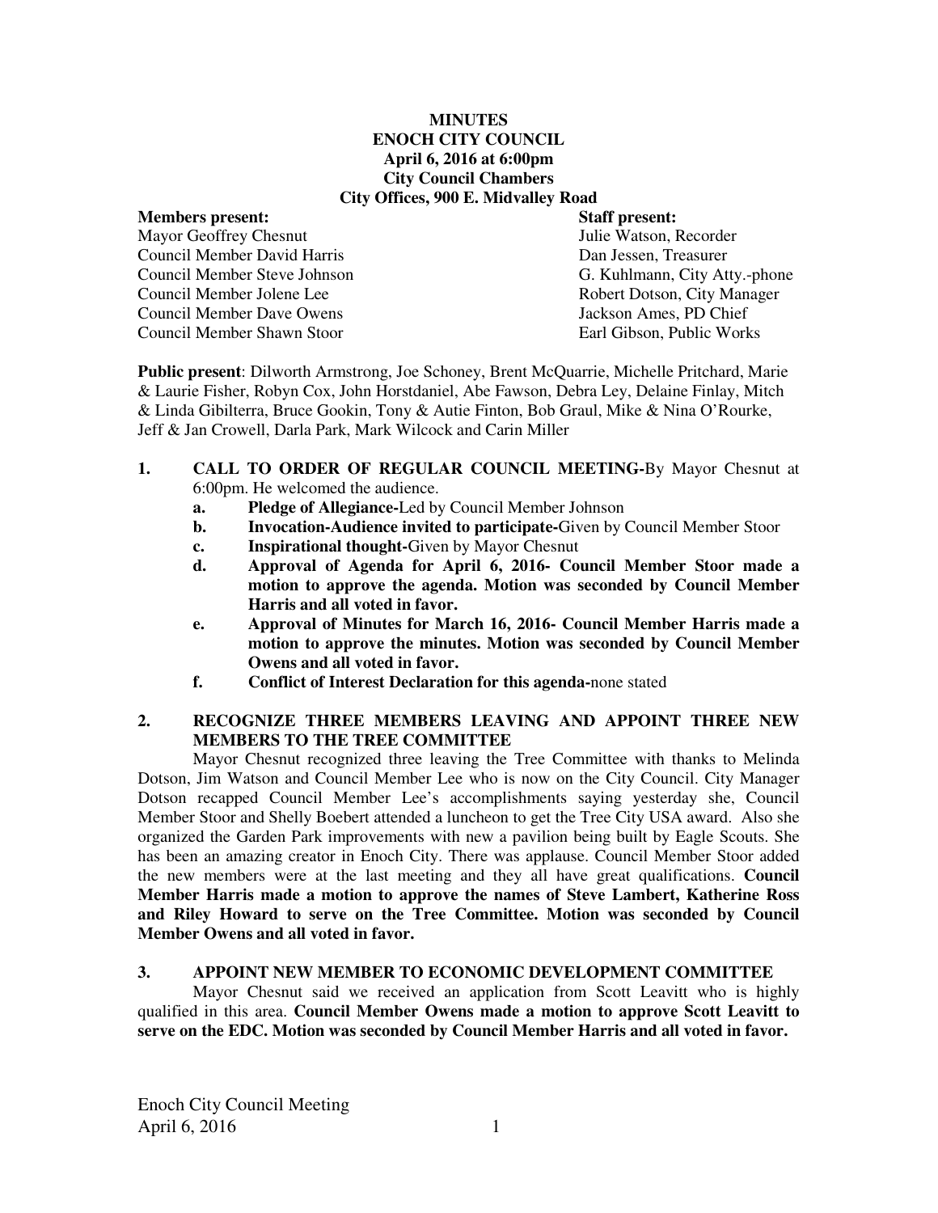**MINUTES**
**ENOCH CITY COUNCIL**
**April 6, 2016 at 6:00pm**
**City Council Chambers**
**City Offices, 900 E. Midvalley Road**

| **Members present:** | **Staff present:** |
|---|---|
| Mayor Geoffrey Chesnut | Julie Watson, Recorder |
| Council Member David Harris | Dan Jessen, Treasurer |
| Council Member Steve Johnson | G. Kuhlmann, City Atty.-phone |
| Council Member Jolene Lee | Robert Dotson, City Manager |
| Council Member Dave Owens | Jackson Ames, PD Chief |
| Council Member Shawn Stoor | Earl Gibson, Public Works |

**Public present**: Dilworth Armstrong, Joe Schoney, Brent McQuarrie, Michelle Pritchard, Marie & Laurie Fisher, Robyn Cox, John Horstdaniel, Abe Fawson, Debra Ley, Delaine Finlay, Mitch & Linda Gibilterra, Bruce Gookin, Tony & Autie Finton, Bob Graul, Mike & Nina O'Rourke, Jeff & Jan Crowell, Darla Park, Mark Wilcock and Carin Miller

1. **CALL TO ORDER OF REGULAR COUNCIL MEETING-**By Mayor Chesnut at 6:00pm. He welcomed the audience.
   a. **Pledge of Allegiance-**Led by Council Member Johnson
   b. **Invocation-Audience invited to participate-**Given by Council Member Stoor
   c. **Inspirational thought-**Given by Mayor Chesnut
   d. **Approval of Agenda for April 6, 2016- Council Member Stoor made a motion to approve the agenda. Motion was seconded by Council Member Harris and all voted in favor.**
   e. **Approval of Minutes for March 16, 2016- Council Member Harris made a motion to approve the minutes. Motion was seconded by Council Member Owens and all voted in favor.**
   f. **Conflict of Interest Declaration for this agenda-**none stated

2. **RECOGNIZE THREE MEMBERS LEAVING AND APPOINT THREE NEW MEMBERS TO THE TREE COMMITTEE**

Mayor Chesnut recognized three leaving the Tree Committee with thanks to Melinda Dotson, Jim Watson and Council Member Lee who is now on the City Council. City Manager Dotson recapped Council Member Lee's accomplishments saying yesterday she, Council Member Stoor and Shelly Boebert attended a luncheon to get the Tree City USA award. Also she organized the Garden Park improvements with new a pavilion being built by Eagle Scouts. She has been an amazing creator in Enoch City. There was applause. Council Member Stoor added the new members were at the last meeting and they all have great qualifications. **Council Member Harris made a motion to approve the names of Steve Lambert, Katherine Ross and Riley Howard to serve on the Tree Committee. Motion was seconded by Council Member Owens and all voted in favor.**

3. **APPOINT NEW MEMBER TO ECONOMIC DEVELOPMENT COMMITTEE**

Mayor Chesnut said we received an application from Scott Leavitt who is highly qualified in this area. **Council Member Owens made a motion to approve Scott Leavitt to serve on the EDC. Motion was seconded by Council Member Harris and all voted in favor.**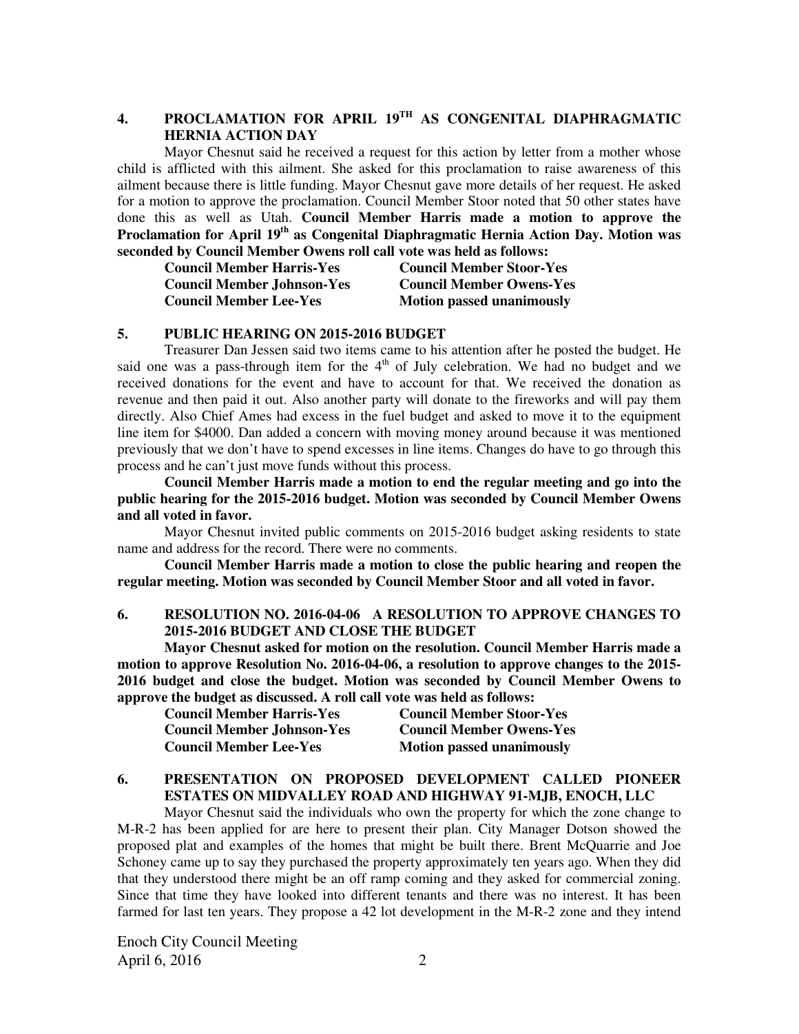## 4. PROCLAMATION FOR APRIL 19TH AS CONGENITAL DIAPHRAGMATIC HERNIA ACTION DAY

Mayor Chesnut said he received a request for this action by letter from a mother whose child is afflicted with this ailment. She asked for this proclamation to raise awareness of this ailment because there is little funding. Mayor Chesnut gave more details of her request. He asked for a motion to approve the proclamation. Council Member Stoor noted that 50 other states have done this as well as Utah. **Council Member Harris made a motion to approve the Proclamation for April 19th as Congenital Diaphragmatic Hernia Action Day. Motion was seconded by Council Member Owens roll call vote was held as follows:**

| | |
|---|---|
| **Council Member Harris-Yes** | **Council Member Stoor-Yes** |
| **Council Member Johnson-Yes** | **Council Member Owens-Yes** |
| **Council Member Lee-Yes** | **Motion passed unanimously** |

## 5. PUBLIC HEARING ON 2015-2016 BUDGET

Treasurer Dan Jessen said two items came to his attention after he posted the budget. He said one was a pass-through item for the 4th of July celebration. We had no budget and we received donations for the event and have to account for that. We received the donation as revenue and then paid it out. Also another party will donate to the fireworks and will pay them directly. Also Chief Ames had excess in the fuel budget and asked to move it to the equipment line item for $4000. Dan added a concern with moving money around because it was mentioned previously that we don't have to spend excesses in line items. Changes do have to go through this process and he can't just move funds without this process.

**Council Member Harris made a motion to end the regular meeting and go into the public hearing for the 2015-2016 budget. Motion was seconded by Council Member Owens and all voted in favor.**

Mayor Chesnut invited public comments on 2015-2016 budget asking residents to state name and address for the record. There were no comments.

**Council Member Harris made a motion to close the public hearing and reopen the regular meeting. Motion was seconded by Council Member Stoor and all voted in favor.**

## 6. RESOLUTION NO. 2016-04-06 A RESOLUTION TO APPROVE CHANGES TO 2015-2016 BUDGET AND CLOSE THE BUDGET

**Mayor Chesnut asked for motion on the resolution. Council Member Harris made a motion to approve Resolution No. 2016-04-06, a resolution to approve changes to the 2015-2016 budget and close the budget. Motion was seconded by Council Member Owens to approve the budget as discussed. A roll call vote was held as follows:**

| | |
|---|---|
| **Council Member Harris-Yes** | **Council Member Stoor-Yes** |
| **Council Member Johnson-Yes** | **Council Member Owens-Yes** |
| **Council Member Lee-Yes** | **Motion passed unanimously** |

## 6. PRESENTATION ON PROPOSED DEVELOPMENT CALLED PIONEER ESTATES ON MIDVALLEY ROAD AND HIGHWAY 91-MJB, ENOCH, LLC

Mayor Chesnut said the individuals who own the property for which the zone change to M-R-2 has been applied for are here to present their plan. City Manager Dotson showed the proposed plat and examples of the homes that might be built there. Brent McQuarrie and Joe Schoney came up to say they purchased the property approximately ten years ago. When they did that they understood there might be an off ramp coming and they asked for commercial zoning. Since that time they have looked into different tenants and there was no interest. It has been farmed for last ten years. They propose a 42 lot development in the M-R-2 zone and they intend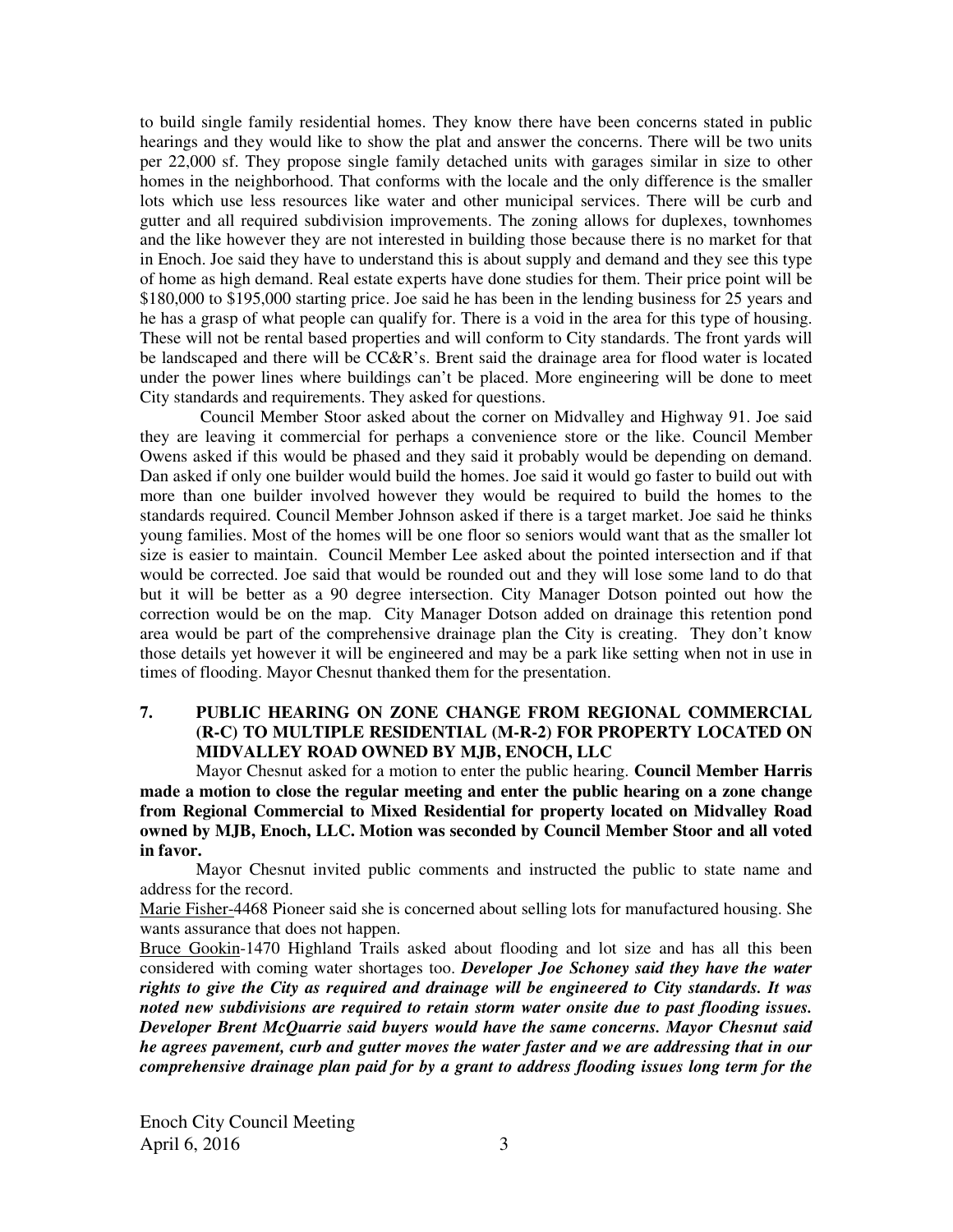to build single family residential homes. They know there have been concerns stated in public hearings and they would like to show the plat and answer the concerns. There will be two units per 22,000 sf. They propose single family detached units with garages similar in size to other homes in the neighborhood. That conforms with the locale and the only difference is the smaller lots which use less resources like water and other municipal services. There will be curb and gutter and all required subdivision improvements. The zoning allows for duplexes, townhomes and the like however they are not interested in building those because there is no market for that in Enoch. Joe said they have to understand this is about supply and demand and they see this type of home as high demand. Real estate experts have done studies for them. Their price point will be $180,000 to $195,000 starting price. Joe said he has been in the lending business for 25 years and he has a grasp of what people can qualify for. There is a void in the area for this type of housing. These will not be rental based properties and will conform to City standards. The front yards will be landscaped and there will be CC&R's. Brent said the drainage area for flood water is located under the power lines where buildings can't be placed. More engineering will be done to meet City standards and requirements. They asked for questions.

Council Member Stoor asked about the corner on Midvalley and Highway 91. Joe said they are leaving it commercial for perhaps a convenience store or the like. Council Member Owens asked if this would be phased and they said it probably would be depending on demand. Dan asked if only one builder would build the homes. Joe said it would go faster to build out with more than one builder involved however they would be required to build the homes to the standards required. Council Member Johnson asked if there is a target market. Joe said he thinks young families. Most of the homes will be one floor so seniors would want that as the smaller lot size is easier to maintain. Council Member Lee asked about the pointed intersection and if that would be corrected. Joe said that would be rounded out and they will lose some land to do that but it will be better as a 90 degree intersection. City Manager Dotson pointed out how the correction would be on the map. City Manager Dotson added on drainage this retention pond area would be part of the comprehensive drainage plan the City is creating. They don't know those details yet however it will be engineered and may be a park like setting when not in use in times of flooding. Mayor Chesnut thanked them for the presentation.

## 7. PUBLIC HEARING ON ZONE CHANGE FROM REGIONAL COMMERCIAL (R-C) TO MULTIPLE RESIDENTIAL (M-R-2) FOR PROPERTY LOCATED ON MIDVALLEY ROAD OWNED BY MJB, ENOCH, LLC

Mayor Chesnut asked for a motion to enter the public hearing. **Council Member Harris made a motion to close the regular meeting and enter the public hearing on a zone change from Regional Commercial to Mixed Residential for property located on Midvalley Road owned by MJB, Enoch, LLC. Motion was seconded by Council Member Stoor and all voted in favor.**

Mayor Chesnut invited public comments and instructed the public to state name and address for the record.

Marie Fisher-4468 Pioneer said she is concerned about selling lots for manufactured housing. She wants assurance that does not happen.

Bruce Gookin-1470 Highland Trails asked about flooding and lot size and has all this been considered with coming water shortages too. ***Developer Joe Schoney said they have the water rights to give the City as required and drainage will be engineered to City standards. It was noted new subdivisions are required to retain storm water onsite due to past flooding issues. Developer Brent McQuarrie said buyers would have the same concerns. Mayor Chesnut said he agrees pavement, curb and gutter moves the water faster and we are addressing that in our comprehensive drainage plan paid for by a grant to address flooding issues long term for the***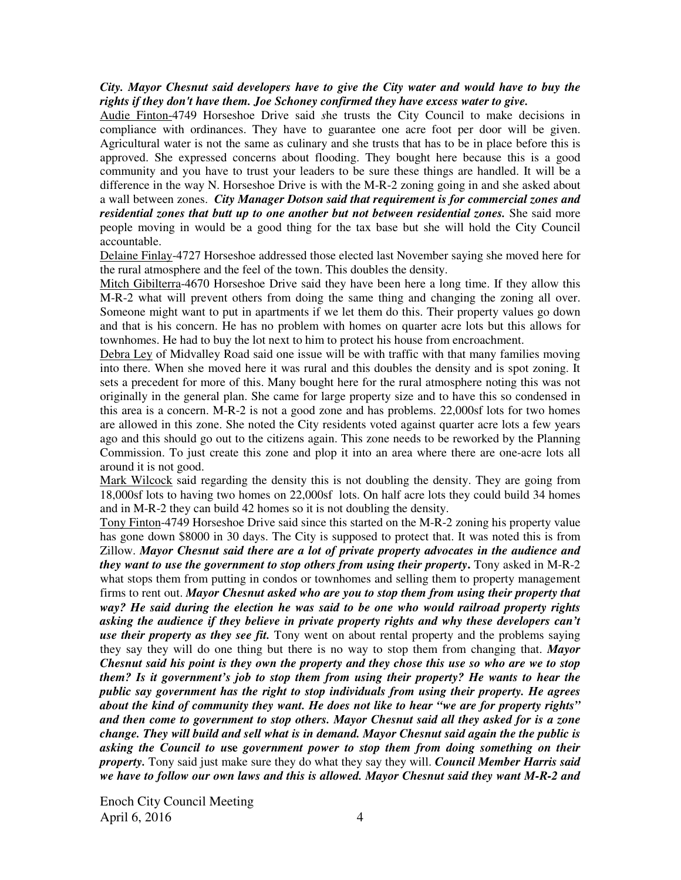***City. Mayor Chesnut said developers have to give the City water and would have to buy the rights if they don't have them. Joe Schoney confirmed they have excess water to give.***

Audie Finton-4749 Horseshoe Drive said *s*he trusts the City Council to make decisions in compliance with ordinances. They have to guarantee one acre foot per door will be given. Agricultural water is not the same as culinary and she trusts that has to be in place before this is approved. She expressed concerns about flooding. They bought here because this is a good community and you have to trust your leaders to be sure these things are handled. It will be a difference in the way N. Horseshoe Drive is with the M-R-2 zoning going in and she asked about a wall between zones. ***City Manager Dotson said that requirement is for commercial zones and residential zones that butt up to one another but not between residential zones.*** She said more people moving in would be a good thing for the tax base but she will hold the City Council accountable.

Delaine Finlay-4727 Horseshoe addressed those elected last November saying she moved here for the rural atmosphere and the feel of the town. This doubles the density.

Mitch Gibilterra-4670 Horseshoe Drive said they have been here a long time. If they allow this M-R-2 what will prevent others from doing the same thing and changing the zoning all over. Someone might want to put in apartments if we let them do this. Their property values go down and that is his concern. He has no problem with homes on quarter acre lots but this allows for townhomes. He had to buy the lot next to him to protect his house from encroachment.

Debra Ley of Midvalley Road said one issue will be with traffic with that many families moving into there. When she moved here it was rural and this doubles the density and is spot zoning. It sets a precedent for more of this. Many bought here for the rural atmosphere noting this was not originally in the general plan. She came for large property size and to have this so condensed in this area is a concern. M-R-2 is not a good zone and has problems. 22,000sf lots for two homes are allowed in this zone. She noted the City residents voted against quarter acre lots a few years ago and this should go out to the citizens again. This zone needs to be reworked by the Planning Commission. To just create this zone and plop it into an area where there are one-acre lots all around it is not good.

Mark Wilcock said regarding the density this is not doubling the density. They are going from 18,000sf lots to having two homes on 22,000sf lots. On half acre lots they could build 34 homes and in M-R-2 they can build 42 homes so it is not doubling the density.

Tony Finton-4749 Horseshoe Drive said since this started on the M-R-2 zoning his property value has gone down $8000 in 30 days. The City is supposed to protect that. It was noted this is from Zillow. ***Mayor Chesnut said there are a lot of private property advocates in the audience and they want to use the government to stop others from using their property***. Tony asked in M-R-2 what stops them from putting in condos or townhomes and selling them to property management firms to rent out. ***Mayor Chesnut asked who are you to stop them from using their property that way? He said during the election he was said to be one who would railroad property rights asking the audience if they believe in private property rights and why these developers can't use their property as they see fit.*** Tony went on about rental property and the problems saying they say they will do one thing but there is no way to stop them from changing that. ***Mayor Chesnut said his point is they own the property and they chose this use so who are we to stop them? Is it government's job to stop them from using their property? He wants to hear the public say government has the right to stop individuals from using their property. He agrees about the kind of community they want. He does not like to hear "we are for property rights" and then come to government to stop others. Mayor Chesnut said all they asked for is a zone change. They will build and sell what is in demand. Mayor Chesnut said again the the public is asking the Council to use government power to stop them from doing something on their property.*** Tony said just make sure they do what they say they will. ***Council Member Harris said we have to follow our own laws and this is allowed. Mayor Chesnut said they want M-R-2 and***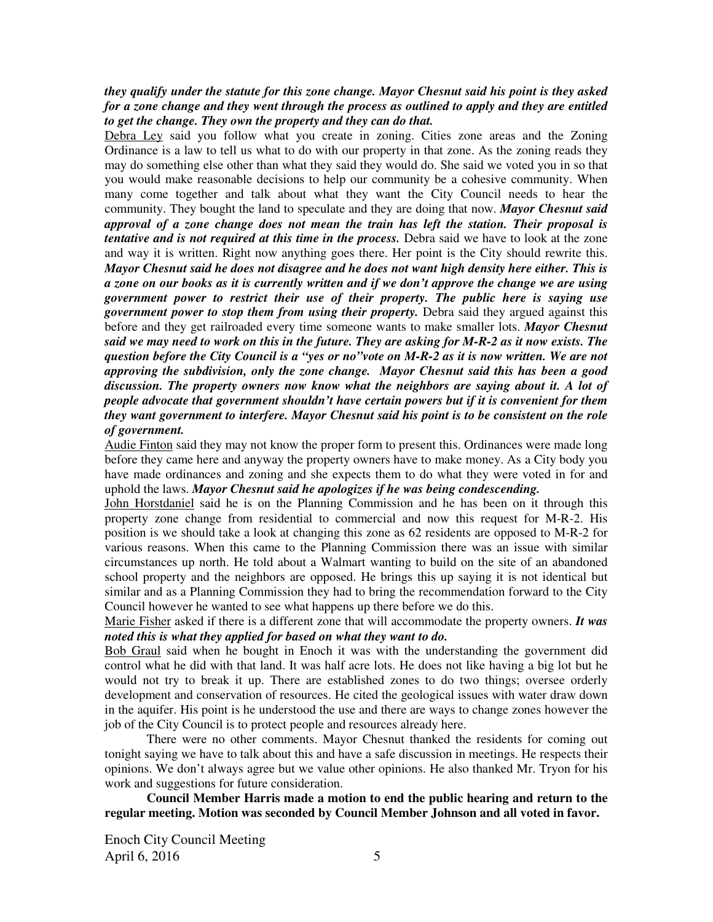***they qualify under the statute for this zone change. Mayor Chesnut said his point is they asked for a zone change and they went through the process as outlined to apply and they are entitled to get the change. They own the property and they can do that.***

Debra Ley said you follow what you create in zoning. Cities zone areas and the Zoning Ordinance is a law to tell us what to do with our property in that zone. As the zoning reads they may do something else other than what they said they would do. She said we voted you in so that you would make reasonable decisions to help our community be a cohesive community. When many come together and talk about what they want the City Council needs to hear the community. They bought the land to speculate and they are doing that now. ***Mayor Chesnut said approval of a zone change does not mean the train has left the station. Their proposal is tentative and is not required at this time in the process.*** Debra said we have to look at the zone and way it is written. Right now anything goes there. Her point is the City should rewrite this. ***Mayor Chesnut said he does not disagree and he does not want high density here either. This is a zone on our books as it is currently written and if we don't approve the change we are using government power to restrict their use of their property. The public here is saying use government power to stop them from using their property.*** Debra said they argued against this before and they get railroaded every time someone wants to make smaller lots. ***Mayor Chesnut said we may need to work on this in the future. They are asking for M-R-2 as it now exists. The question before the City Council is a "yes or no"vote on M-R-2 as it is now written. We are not approving the subdivision, only the zone change. Mayor Chesnut said this has been a good discussion. The property owners now know what the neighbors are saying about it. A lot of people advocate that government shouldn't have certain powers but if it is convenient for them they want government to interfere. Mayor Chesnut said his point is to be consistent on the role of government.***

Audie Finton said they may not know the proper form to present this. Ordinances were made long before they came here and anyway the property owners have to make money. As a City body you have made ordinances and zoning and she expects them to do what they were voted in for and uphold the laws. ***Mayor Chesnut said he apologizes if he was being condescending.***

John Horstdaniel said he is on the Planning Commission and he has been on it through this property zone change from residential to commercial and now this request for M-R-2. His position is we should take a look at changing this zone as 62 residents are opposed to M-R-2 for various reasons. When this came to the Planning Commission there was an issue with similar circumstances up north. He told about a Walmart wanting to build on the site of an abandoned school property and the neighbors are opposed. He brings this up saying it is not identical but similar and as a Planning Commission they had to bring the recommendation forward to the City Council however he wanted to see what happens up there before we do this.

Marie Fisher asked if there is a different zone that will accommodate the property owners. ***It was noted this is what they applied for based on what they want to do.***

Bob Graul said when he bought in Enoch it was with the understanding the government did control what he did with that land. It was half acre lots. He does not like having a big lot but he would not try to break it up. There are established zones to do two things; oversee orderly development and conservation of resources. He cited the geological issues with water draw down in the aquifer. His point is he understood the use and there are ways to change zones however the job of the City Council is to protect people and resources already here.

There were no other comments. Mayor Chesnut thanked the residents for coming out tonight saying we have to talk about this and have a safe discussion in meetings. He respects their opinions. We don't always agree but we value other opinions. He also thanked Mr. Tryon for his work and suggestions for future consideration.

**Council Member Harris made a motion to end the public hearing and return to the regular meeting. Motion was seconded by Council Member Johnson and all voted in favor.**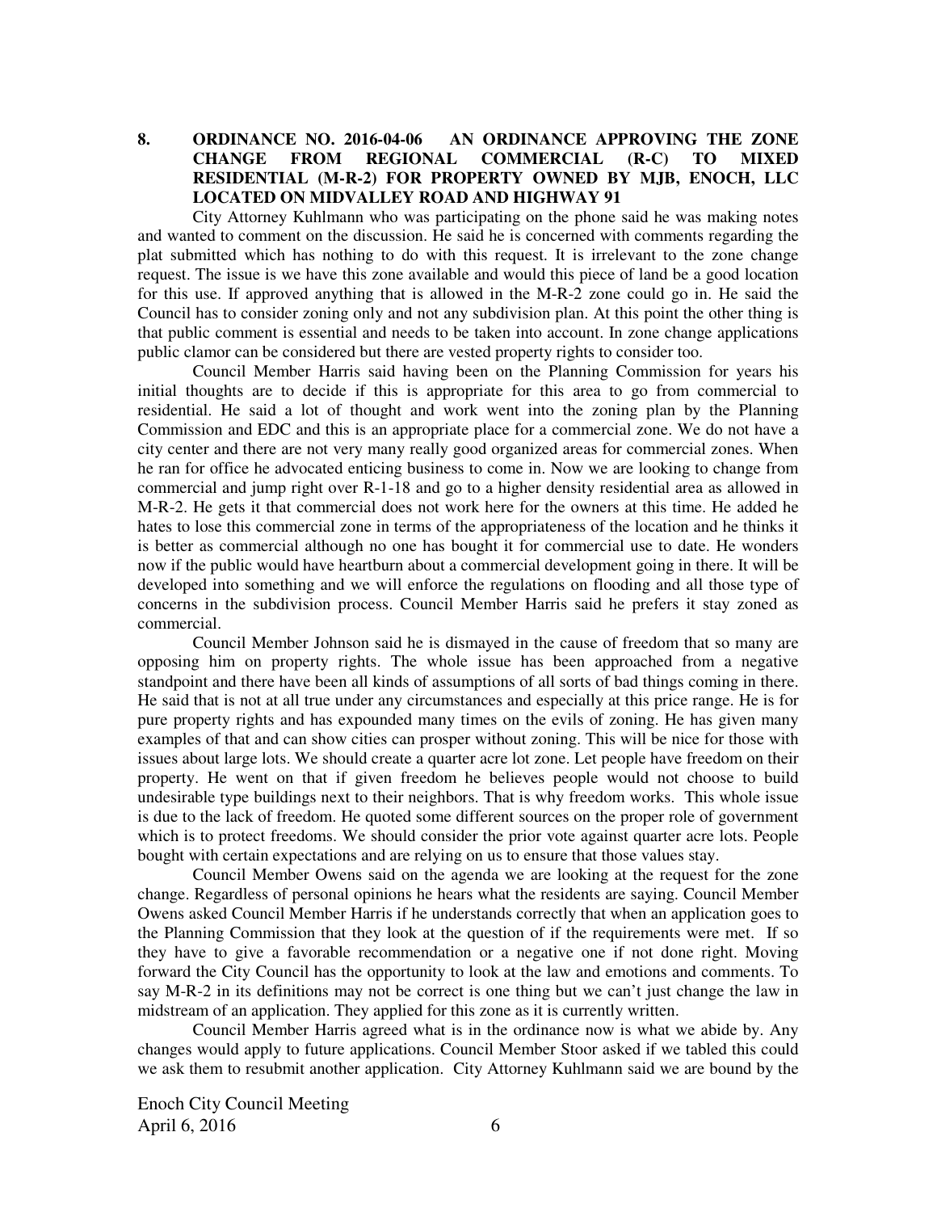**8. ORDINANCE NO. 2016-04-06 AN ORDINANCE APPROVING THE ZONE CHANGE FROM REGIONAL COMMERCIAL (R-C) TO MIXED RESIDENTIAL (M-R-2) FOR PROPERTY OWNED BY MJB, ENOCH, LLC LOCATED ON MIDVALLEY ROAD AND HIGHWAY 91**

City Attorney Kuhlmann who was participating on the phone said he was making notes and wanted to comment on the discussion. He said he is concerned with comments regarding the plat submitted which has nothing to do with this request. It is irrelevant to the zone change request. The issue is we have this zone available and would this piece of land be a good location for this use. If approved anything that is allowed in the M-R-2 zone could go in. He said the Council has to consider zoning only and not any subdivision plan. At this point the other thing is that public comment is essential and needs to be taken into account. In zone change applications public clamor can be considered but there are vested property rights to consider too.

Council Member Harris said having been on the Planning Commission for years his initial thoughts are to decide if this is appropriate for this area to go from commercial to residential. He said a lot of thought and work went into the zoning plan by the Planning Commission and EDC and this is an appropriate place for a commercial zone. We do not have a city center and there are not very many really good organized areas for commercial zones. When he ran for office he advocated enticing business to come in. Now we are looking to change from commercial and jump right over R-1-18 and go to a higher density residential area as allowed in M-R-2. He gets it that commercial does not work here for the owners at this time. He added he hates to lose this commercial zone in terms of the appropriateness of the location and he thinks it is better as commercial although no one has bought it for commercial use to date. He wonders now if the public would have heartburn about a commercial development going in there. It will be developed into something and we will enforce the regulations on flooding and all those type of concerns in the subdivision process. Council Member Harris said he prefers it stay zoned as commercial.

Council Member Johnson said he is dismayed in the cause of freedom that so many are opposing him on property rights. The whole issue has been approached from a negative standpoint and there have been all kinds of assumptions of all sorts of bad things coming in there. He said that is not at all true under any circumstances and especially at this price range. He is for pure property rights and has expounded many times on the evils of zoning. He has given many examples of that and can show cities can prosper without zoning. This will be nice for those with issues about large lots. We should create a quarter acre lot zone. Let people have freedom on their property. He went on that if given freedom he believes people would not choose to build undesirable type buildings next to their neighbors. That is why freedom works. This whole issue is due to the lack of freedom. He quoted some different sources on the proper role of government which is to protect freedoms. We should consider the prior vote against quarter acre lots. People bought with certain expectations and are relying on us to ensure that those values stay.

Council Member Owens said on the agenda we are looking at the request for the zone change. Regardless of personal opinions he hears what the residents are saying. Council Member Owens asked Council Member Harris if he understands correctly that when an application goes to the Planning Commission that they look at the question of if the requirements were met. If so they have to give a favorable recommendation or a negative one if not done right. Moving forward the City Council has the opportunity to look at the law and emotions and comments. To say M-R-2 in its definitions may not be correct is one thing but we can't just change the law in midstream of an application. They applied for this zone as it is currently written.

Council Member Harris agreed what is in the ordinance now is what we abide by. Any changes would apply to future applications. Council Member Stoor asked if we tabled this could we ask them to resubmit another application. City Attorney Kuhlmann said we are bound by the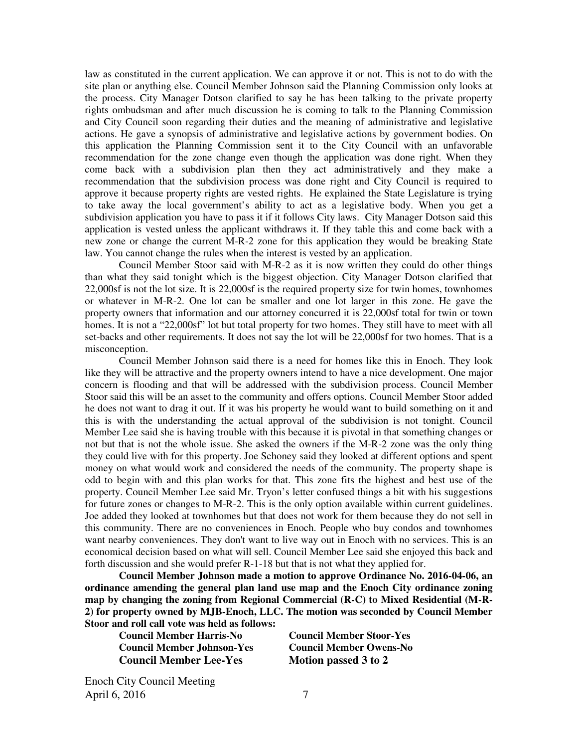law as constituted in the current application. We can approve it or not. This is not to do with the site plan or anything else. Council Member Johnson said the Planning Commission only looks at the process. City Manager Dotson clarified to say he has been talking to the private property rights ombudsman and after much discussion he is coming to talk to the Planning Commission and City Council soon regarding their duties and the meaning of administrative and legislative actions. He gave a synopsis of administrative and legislative actions by government bodies. On this application the Planning Commission sent it to the City Council with an unfavorable recommendation for the zone change even though the application was done right. When they come back with a subdivision plan then they act administratively and they make a recommendation that the subdivision process was done right and City Council is required to approve it because property rights are vested rights. He explained the State Legislature is trying to take away the local government's ability to act as a legislative body. When you get a subdivision application you have to pass it if it follows City laws. City Manager Dotson said this application is vested unless the applicant withdraws it. If they table this and come back with a new zone or change the current M-R-2 zone for this application they would be breaking State law. You cannot change the rules when the interest is vested by an application.

Council Member Stoor said with M-R-2 as it is now written they could do other things than what they said tonight which is the biggest objection. City Manager Dotson clarified that 22,000sf is not the lot size. It is 22,000sf is the required property size for twin homes, townhomes or whatever in M-R-2. One lot can be smaller and one lot larger in this zone. He gave the property owners that information and our attorney concurred it is 22,000sf total for twin or town homes. It is not a "22,000sf" lot but total property for two homes. They still have to meet with all set-backs and other requirements. It does not say the lot will be 22,000sf for two homes. That is a misconception.

Council Member Johnson said there is a need for homes like this in Enoch. They look like they will be attractive and the property owners intend to have a nice development. One major concern is flooding and that will be addressed with the subdivision process. Council Member Stoor said this will be an asset to the community and offers options. Council Member Stoor added he does not want to drag it out. If it was his property he would want to build something on it and this is with the understanding the actual approval of the subdivision is not tonight. Council Member Lee said she is having trouble with this because it is pivotal in that something changes or not but that is not the whole issue. She asked the owners if the M-R-2 zone was the only thing they could live with for this property. Joe Schoney said they looked at different options and spent money on what would work and considered the needs of the community. The property shape is odd to begin with and this plan works for that. This zone fits the highest and best use of the property. Council Member Lee said Mr. Tryon's letter confused things a bit with his suggestions for future zones or changes to M-R-2. This is the only option available within current guidelines. Joe added they looked at townhomes but that does not work for them because they do not sell in this community. There are no conveniences in Enoch. People who buy condos and townhomes want nearby conveniences. They don't want to live way out in Enoch with no services. This is an economical decision based on what will sell. Council Member Lee said she enjoyed this back and forth discussion and she would prefer R-1-18 but that is not what they applied for.

**Council Member Johnson made a motion to approve Ordinance No. 2016-04-06, an ordinance amending the general plan land use map and the Enoch City ordinance zoning map by changing the zoning from Regional Commercial (R-C) to Mixed Residential (M-R-2) for property owned by MJB-Enoch, LLC. The motion was seconded by Council Member Stoor and roll call vote was held as follows:**

**Council Member Harris-No**
**Council Member Stoor-Yes**
**Council Member Johnson-Yes**
**Council Member Owens-No**
**Council Member Lee-Yes**
**Motion passed 3 to 2**

Enoch City Council Meeting
April 6, 2016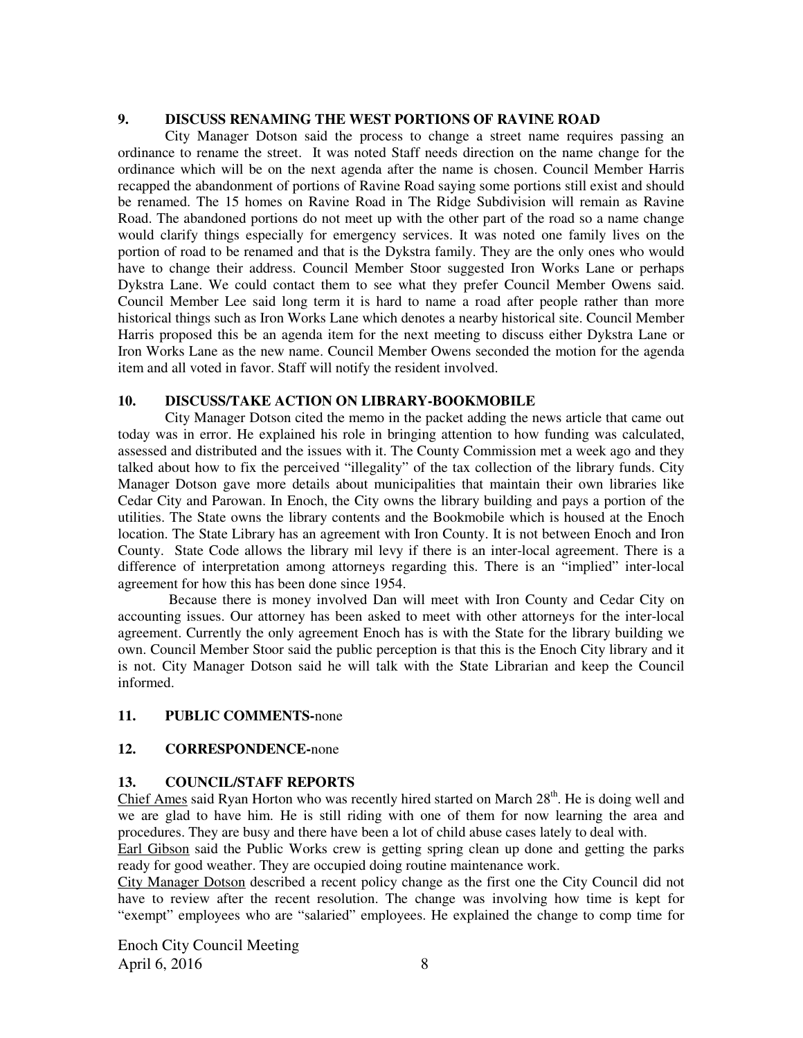### 9. DISCUSS RENAMING THE WEST PORTIONS OF RAVINE ROAD

City Manager Dotson said the process to change a street name requires passing an ordinance to rename the street. It was noted Staff needs direction on the name change for the ordinance which will be on the next agenda after the name is chosen. Council Member Harris recapped the abandonment of portions of Ravine Road saying some portions still exist and should be renamed. The 15 homes on Ravine Road in The Ridge Subdivision will remain as Ravine Road. The abandoned portions do not meet up with the other part of the road so a name change would clarify things especially for emergency services. It was noted one family lives on the portion of road to be renamed and that is the Dykstra family. They are the only ones who would have to change their address. Council Member Stoor suggested Iron Works Lane or perhaps Dykstra Lane. We could contact them to see what they prefer Council Member Owens said. Council Member Lee said long term it is hard to name a road after people rather than more historical things such as Iron Works Lane which denotes a nearby historical site. Council Member Harris proposed this be an agenda item for the next meeting to discuss either Dykstra Lane or Iron Works Lane as the new name. Council Member Owens seconded the motion for the agenda item and all voted in favor. Staff will notify the resident involved.

### 10. DISCUSS/TAKE ACTION ON LIBRARY-BOOKMOBILE

City Manager Dotson cited the memo in the packet adding the news article that came out today was in error. He explained his role in bringing attention to how funding was calculated, assessed and distributed and the issues with it. The County Commission met a week ago and they talked about how to fix the perceived "illegality" of the tax collection of the library funds. City Manager Dotson gave more details about municipalities that maintain their own libraries like Cedar City and Parowan. In Enoch, the City owns the library building and pays a portion of the utilities. The State owns the library contents and the Bookmobile which is housed at the Enoch location. The State Library has an agreement with Iron County. It is not between Enoch and Iron County. State Code allows the library mil levy if there is an inter-local agreement. There is a difference of interpretation among attorneys regarding this. There is an "implied" inter-local agreement for how this has been done since 1954.

Because there is money involved Dan will meet with Iron County and Cedar City on accounting issues. Our attorney has been asked to meet with other attorneys for the inter-local agreement. Currently the only agreement Enoch has is with the State for the library building we own. Council Member Stoor said the public perception is that this is the Enoch City library and it is not. City Manager Dotson said he will talk with the State Librarian and keep the Council informed.

### 11. PUBLIC COMMENTS-none

### 12. CORRESPONDENCE-none

### 13. COUNCIL/STAFF REPORTS

Chief Ames said Ryan Horton who was recently hired started on March 28th. He is doing well and we are glad to have him. He is still riding with one of them for now learning the area and procedures. They are busy and there have been a lot of child abuse cases lately to deal with.

Earl Gibson said the Public Works crew is getting spring clean up done and getting the parks ready for good weather. They are occupied doing routine maintenance work.

City Manager Dotson described a recent policy change as the first one the City Council did not have to review after the recent resolution. The change was involving how time is kept for "exempt" employees who are "salaried" employees. He explained the change to comp time for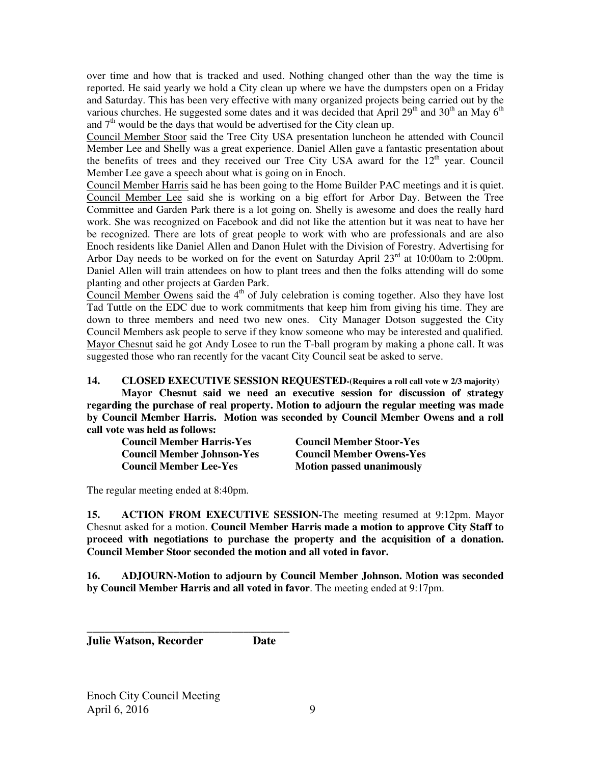over time and how that is tracked and used. Nothing changed other than the way the time is reported. He said yearly we hold a City clean up where we have the dumpsters open on a Friday and Saturday. This has been very effective with many organized projects being carried out by the various churches. He suggested some dates and it was decided that April 29th and 30th an May 6th and 7th would be the days that would be advertised for the City clean up.

Council Member Stoor said the Tree City USA presentation luncheon he attended with Council Member Lee and Shelly was a great experience. Daniel Allen gave a fantastic presentation about the benefits of trees and they received our Tree City USA award for the 12th year. Council Member Lee gave a speech about what is going on in Enoch.

Council Member Harris said he has been going to the Home Builder PAC meetings and it is quiet.

Council Member Lee said she is working on a big effort for Arbor Day. Between the Tree Committee and Garden Park there is a lot going on. Shelly is awesome and does the really hard work. She was recognized on Facebook and did not like the attention but it was neat to have her be recognized. There are lots of great people to work with who are professionals and are also Enoch residents like Daniel Allen and Danon Hulet with the Division of Forestry. Advertising for Arbor Day needs to be worked on for the event on Saturday April 23rd at 10:00am to 2:00pm. Daniel Allen will train attendees on how to plant trees and then the folks attending will do some planting and other projects at Garden Park.

Council Member Owens said the 4th of July celebration is coming together. Also they have lost Tad Tuttle on the EDC due to work commitments that keep him from giving his time. They are down to three members and need two new ones. City Manager Dotson suggested the City Council Members ask people to serve if they know someone who may be interested and qualified.

Mayor Chesnut said he got Andy Losee to run the T-ball program by making a phone call. It was suggested those who ran recently for the vacant City Council seat be asked to serve.

**14. CLOSED EXECUTIVE SESSION REQUESTED-(Requires a roll call vote w 2/3 majority)**

**Mayor Chesnut said we need an executive session for discussion of strategy regarding the purchase of real property. Motion to adjourn the regular meeting was made by Council Member Harris. Motion was seconded by Council Member Owens and a roll call vote was held as follows:**

| | |
|---|---|
| **Council Member Harris-Yes** | **Council Member Stoor-Yes** |
| **Council Member Johnson-Yes** | **Council Member Owens-Yes** |
| **Council Member Lee-Yes** | **Motion passed unanimously** |

The regular meeting ended at 8:40pm.

**15. ACTION FROM EXECUTIVE SESSION-**The meeting resumed at 9:12pm. Mayor Chesnut asked for a motion. **Council Member Harris made a motion to approve City Staff to proceed with negotiations to purchase the property and the acquisition of a donation. Council Member Stoor seconded the motion and all voted in favor.**

**16. ADJOURN-Motion to adjourn by Council Member Johnson. Motion was seconded by Council Member Harris and all voted in favor**. The meeting ended at 9:17pm.

\_\_\_\_\_\_\_\_\_\_\_\_\_\_\_\_\_\_\_\_\_\_\_\_\_\_\_\_\_\_\_\_\_\_\_\_\_

**Julie Watson, Recorder Date**